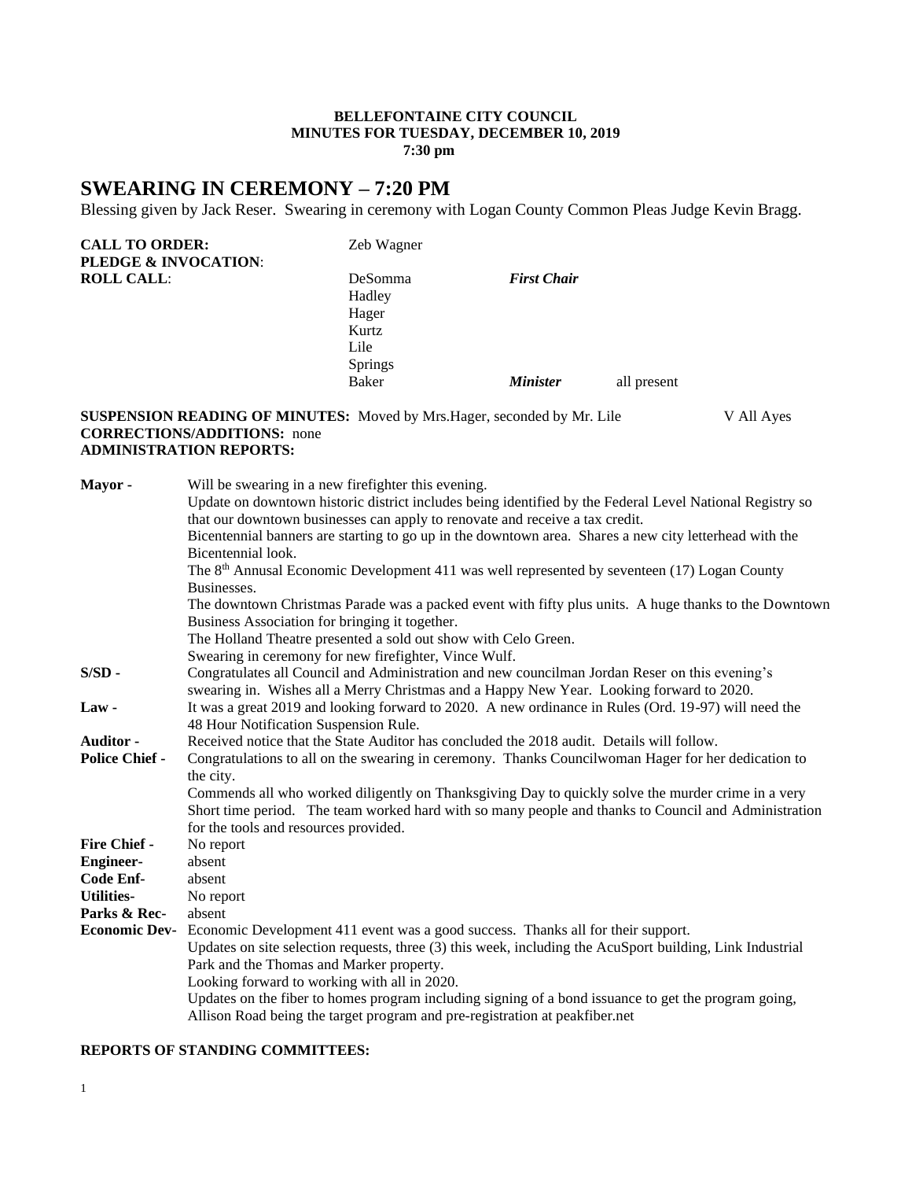**BELLEFONTAINE CITY COUNCIL**
**MINUTES FOR TUESDAY, DECEMBER 10, 2019**
**7:30 pm**

# SWEARING IN CEREMONY – 7:20 PM

Blessing given by Jack Reser. Swearing in ceremony with Logan County Common Pleas Judge Kevin Bragg.

**CALL TO ORDER:** Zeb Wagner
**PLEDGE & INVOCATION**:
**ROLL CALL**:

| | | |
|---|---|---|
| DeSomma | ***First Chair*** | |
| Hadley | | |
| Hager | | |
| Kurtz | | |
| Lile | | |
| Springs | | |
| Baker | ***Minister*** | all present |

**SUSPENSION READING OF MINUTES:** Moved by Mrs.Hager, seconded by Mr. Lile V All Ayes
**CORRECTIONS/ADDITIONS:** none
**ADMINISTRATION REPORTS:**

**Mayor -** Will be swearing in a new firefighter this evening.
Update on downtown historic district includes being identified by the Federal Level National Registry so that our downtown businesses can apply to renovate and receive a tax credit.
Bicentennial banners are starting to go up in the downtown area. Shares a new city letterhead with the Bicentennial look.
The 8th Annual Economic Development 411 was well represented by seventeen (17) Logan County Businesses.
The downtown Christmas Parade was a packed event with fifty plus units. A huge thanks to the Downtown Business Association for bringing it together.
The Holland Theatre presented a sold out show with Celo Green.
Swearing in ceremony for new firefighter, Vince Wulf.

**S/SD -** Congratulates all Council and Administration and new councilman Jordan Reser on this evening's swearing in. Wishes all a Merry Christmas and a Happy New Year. Looking forward to 2020.

**Law -** It was a great 2019 and looking forward to 2020. A new ordinance in Rules (Ord. 19-97) will need the 48 Hour Notification Suspension Rule.

**Auditor -** Received notice that the State Auditor has concluded the 2018 audit. Details will follow.

**Police Chief -** Congratulations to all on the swearing in ceremony. Thanks Councilwoman Hager for her dedication to the city.
Commends all who worked diligently on Thanksgiving Day to quickly solve the murder crime in a very Short time period. The team worked hard with so many people and thanks to Council and Administration for the tools and resources provided.

**Fire Chief -** No report

**Engineer-** absent

**Code Enf-** absent

**Utilities-** No report

**Parks & Rec-** absent

**Economic Dev-** Economic Development 411 event was a good success. Thanks all for their support.
Updates on site selection requests, three (3) this week, including the AcuSport building, Link Industrial Park and the Thomas and Marker property.
Looking forward to working with all in 2020.
Updates on the fiber to homes program including signing of a bond issuance to get the program going, Allison Road being the target program and pre-registration at peakfiber.net

**REPORTS OF STANDING COMMITTEES:**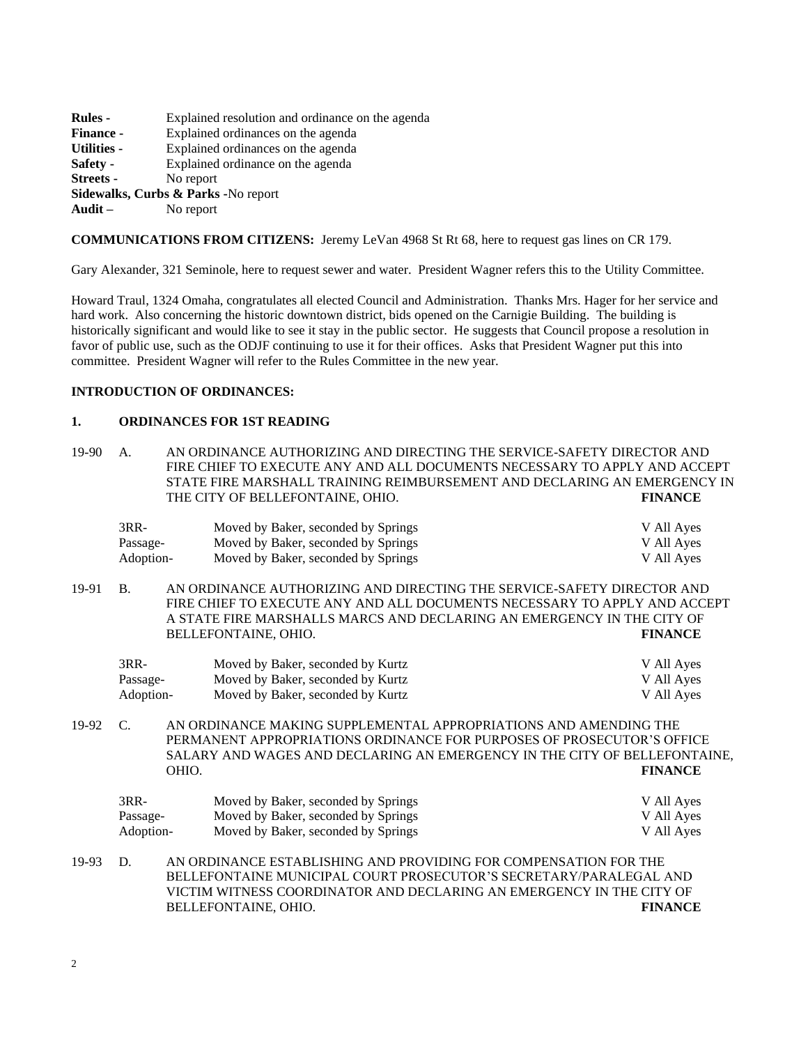**Rules -** Explained resolution and ordinance on the agenda
**Finance -** Explained ordinances on the agenda
**Utilities -** Explained ordinances on the agenda
**Safety -** Explained ordinance on the agenda
**Streets -** No report
**Sidewalks, Curbs & Parks** -No report
**Audit –** No report

**COMMUNICATIONS FROM CITIZENS:** Jeremy LeVan 4968 St Rt 68, here to request gas lines on CR 179.

Gary Alexander, 321 Seminole, here to request sewer and water. President Wagner refers this to the Utility Committee.

Howard Traul, 1324 Omaha, congratulates all elected Council and Administration. Thanks Mrs. Hager for her service and hard work. Also concerning the historic downtown district, bids opened on the Carnigie Building. The building is historically significant and would like to see it stay in the public sector. He suggests that Council propose a resolution in favor of public use, such as the ODJF continuing to use it for their offices. Asks that President Wagner put this into committee. President Wagner will refer to the Rules Committee in the new year.

**INTRODUCTION OF ORDINANCES:**

**1. ORDINANCES FOR 1ST READING**

19-90 A. AN ORDINANCE AUTHORIZING AND DIRECTING THE SERVICE-SAFETY DIRECTOR AND FIRE CHIEF TO EXECUTE ANY AND ALL DOCUMENTS NECESSARY TO APPLY AND ACCEPT STATE FIRE MARSHALL TRAINING REIMBURSEMENT AND DECLARING AN EMERGENCY IN THE CITY OF BELLEFONTAINE, OHIO. **FINANCE**

| | | |
|---|---|---|
| 3RR- | Moved by Baker, seconded by Springs | V All Ayes |
| Passage- | Moved by Baker, seconded by Springs | V All Ayes |
| Adoption- | Moved by Baker, seconded by Springs | V All Ayes |

19-91 B. AN ORDINANCE AUTHORIZING AND DIRECTING THE SERVICE-SAFETY DIRECTOR AND FIRE CHIEF TO EXECUTE ANY AND ALL DOCUMENTS NECESSARY TO APPLY AND ACCEPT A STATE FIRE MARSHALLS MARCS AND DECLARING AN EMERGENCY IN THE CITY OF BELLEFONTAINE, OHIO. **FINANCE**

| | | |
|---|---|---|
| 3RR- | Moved by Baker, seconded by Kurtz | V All Ayes |
| Passage- | Moved by Baker, seconded by Kurtz | V All Ayes |
| Adoption- | Moved by Baker, seconded by Kurtz | V All Ayes |

19-92 C. AN ORDINANCE MAKING SUPPLEMENTAL APPROPRIATIONS AND AMENDING THE PERMANENT APPROPRIATIONS ORDINANCE FOR PURPOSES OF PROSECUTOR'S OFFICE SALARY AND WAGES AND DECLARING AN EMERGENCY IN THE CITY OF BELLEFONTAINE, OHIO. **FINANCE**

| | | |
|---|---|---|
| 3RR- | Moved by Baker, seconded by Springs | V All Ayes |
| Passage- | Moved by Baker, seconded by Springs | V All Ayes |
| Adoption- | Moved by Baker, seconded by Springs | V All Ayes |

19-93 D. AN ORDINANCE ESTABLISHING AND PROVIDING FOR COMPENSATION FOR THE BELLEFONTAINE MUNICIPAL COURT PROSECUTOR'S SECRETARY/PARALEGAL AND VICTIM WITNESS COORDINATOR AND DECLARING AN EMERGENCY IN THE CITY OF BELLEFONTAINE, OHIO. **FINANCE**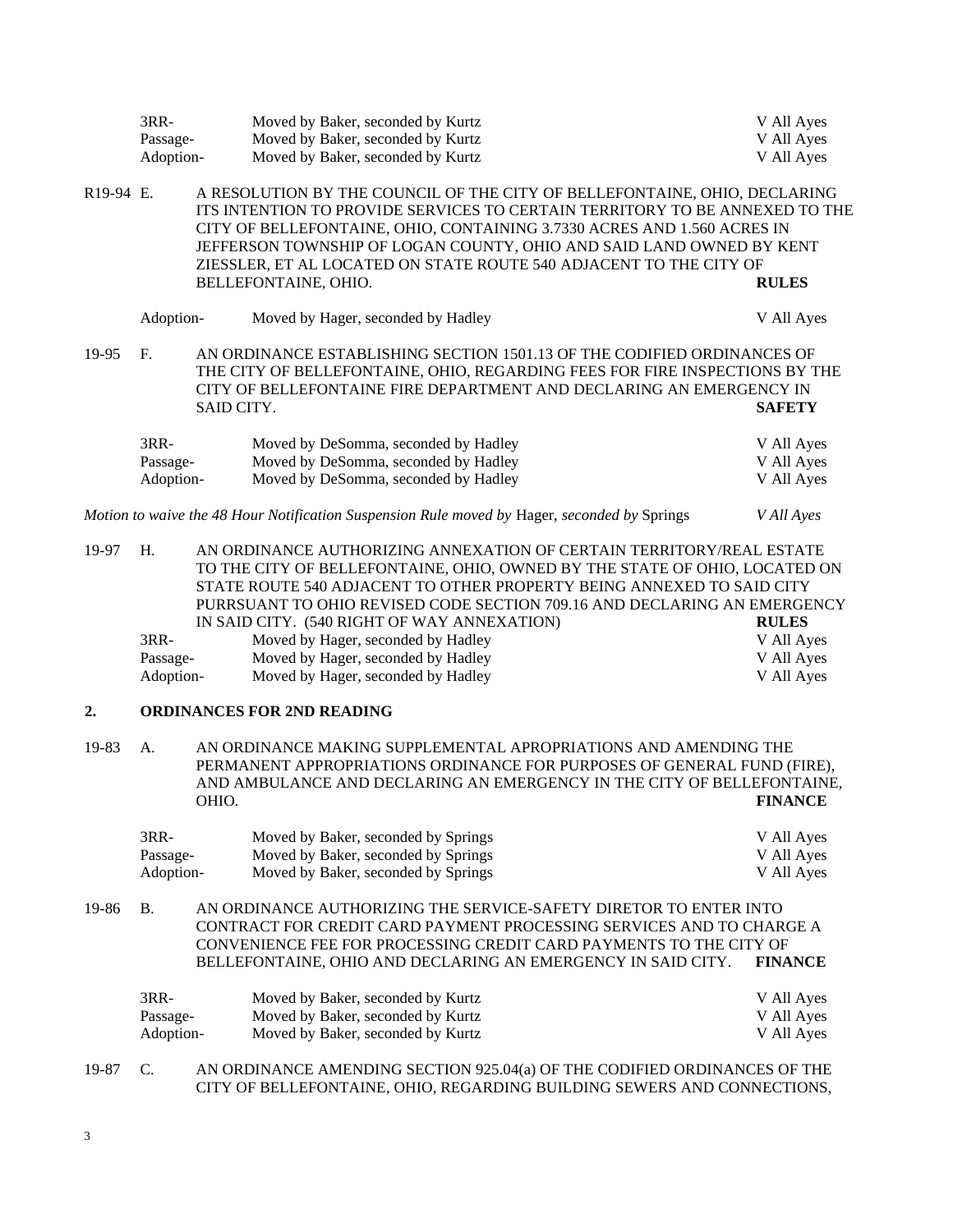| | | |
|---|---|---|
| 3RR- | Moved by Baker, seconded by Kurtz | V All Ayes |
| Passage- | Moved by Baker, seconded by Kurtz | V All Ayes |
| Adoption- | Moved by Baker, seconded by Kurtz | V All Ayes |

R19-94 E. A RESOLUTION BY THE COUNCIL OF THE CITY OF BELLEFONTAINE, OHIO, DECLARING ITS INTENTION TO PROVIDE SERVICES TO CERTAIN TERRITORY TO BE ANNEXED TO THE CITY OF BELLEFONTAINE, OHIO, CONTAINING 3.7330 ACRES AND 1.560 ACRES IN JEFFERSON TOWNSHIP OF LOGAN COUNTY, OHIO AND SAID LAND OWNED BY KENT ZIESSLER, ET AL LOCATED ON STATE ROUTE 540 ADJACENT TO THE CITY OF BELLEFONTAINE, OHIO. **RULES**

| | | |
|---|---|---|
| Adoption- | Moved by Hager, seconded by Hadley | V All Ayes |

19-95 F. AN ORDINANCE ESTABLISHING SECTION 1501.13 OF THE CODIFIED ORDINANCES OF THE CITY OF BELLEFONTAINE, OHIO, REGARDING FEES FOR FIRE INSPECTIONS BY THE CITY OF BELLEFONTAINE FIRE DEPARTMENT AND DECLARING AN EMERGENCY IN SAID CITY. **SAFETY**

| | | |
|---|---|---|
| 3RR- | Moved by DeSomma, seconded by Hadley | V All Ayes |
| Passage- | Moved by DeSomma, seconded by Hadley | V All Ayes |
| Adoption- | Moved by DeSomma, seconded by Hadley | V All Ayes |

*Motion to waive the 48 Hour Notification Suspension Rule moved by* Hager, *seconded by* Springs *V All Ayes*

19-97 H. AN ORDINANCE AUTHORIZING ANNEXATION OF CERTAIN TERRITORY/REAL ESTATE TO THE CITY OF BELLEFONTAINE, OHIO, OWNED BY THE STATE OF OHIO, LOCATED ON STATE ROUTE 540 ADJACENT TO OTHER PROPERTY BEING ANNEXED TO SAID CITY PURRSUANT TO OHIO REVISED CODE SECTION 709.16 AND DECLARING AN EMERGENCY IN SAID CITY. (540 RIGHT OF WAY ANNEXATION) **RULES**

| | | |
|---|---|---|
| 3RR- | Moved by Hager, seconded by Hadley | V All Ayes |
| Passage- | Moved by Hager, seconded by Hadley | V All Ayes |
| Adoption- | Moved by Hager, seconded by Hadley | V All Ayes |

## 2. ORDINANCES FOR 2ND READING

19-83 A. AN ORDINANCE MAKING SUPPLEMENTAL APROPRIATIONS AND AMENDING THE PERMANENT APPROPRIATIONS ORDINANCE FOR PURPOSES OF GENERAL FUND (FIRE), AND AMBULANCE AND DECLARING AN EMERGENCY IN THE CITY OF BELLEFONTAINE, OHIO. **FINANCE**

| | | |
|---|---|---|
| 3RR- | Moved by Baker, seconded by Springs | V All Ayes |
| Passage- | Moved by Baker, seconded by Springs | V All Ayes |
| Adoption- | Moved by Baker, seconded by Springs | V All Ayes |

19-86 B. AN ORDINANCE AUTHORIZING THE SERVICE-SAFETY DIRETOR TO ENTER INTO CONTRACT FOR CREDIT CARD PAYMENT PROCESSING SERVICES AND TO CHARGE A CONVENIENCE FEE FOR PROCESSING CREDIT CARD PAYMENTS TO THE CITY OF BELLEFONTAINE, OHIO AND DECLARING AN EMERGENCY IN SAID CITY. **FINANCE**

| | | |
|---|---|---|
| 3RR- | Moved by Baker, seconded by Kurtz | V All Ayes |
| Passage- | Moved by Baker, seconded by Kurtz | V All Ayes |
| Adoption- | Moved by Baker, seconded by Kurtz | V All Ayes |

19-87 C. AN ORDINANCE AMENDING SECTION 925.04(a) OF THE CODIFIED ORDINANCES OF THE CITY OF BELLEFONTAINE, OHIO, REGARDING BUILDING SEWERS AND CONNECTIONS,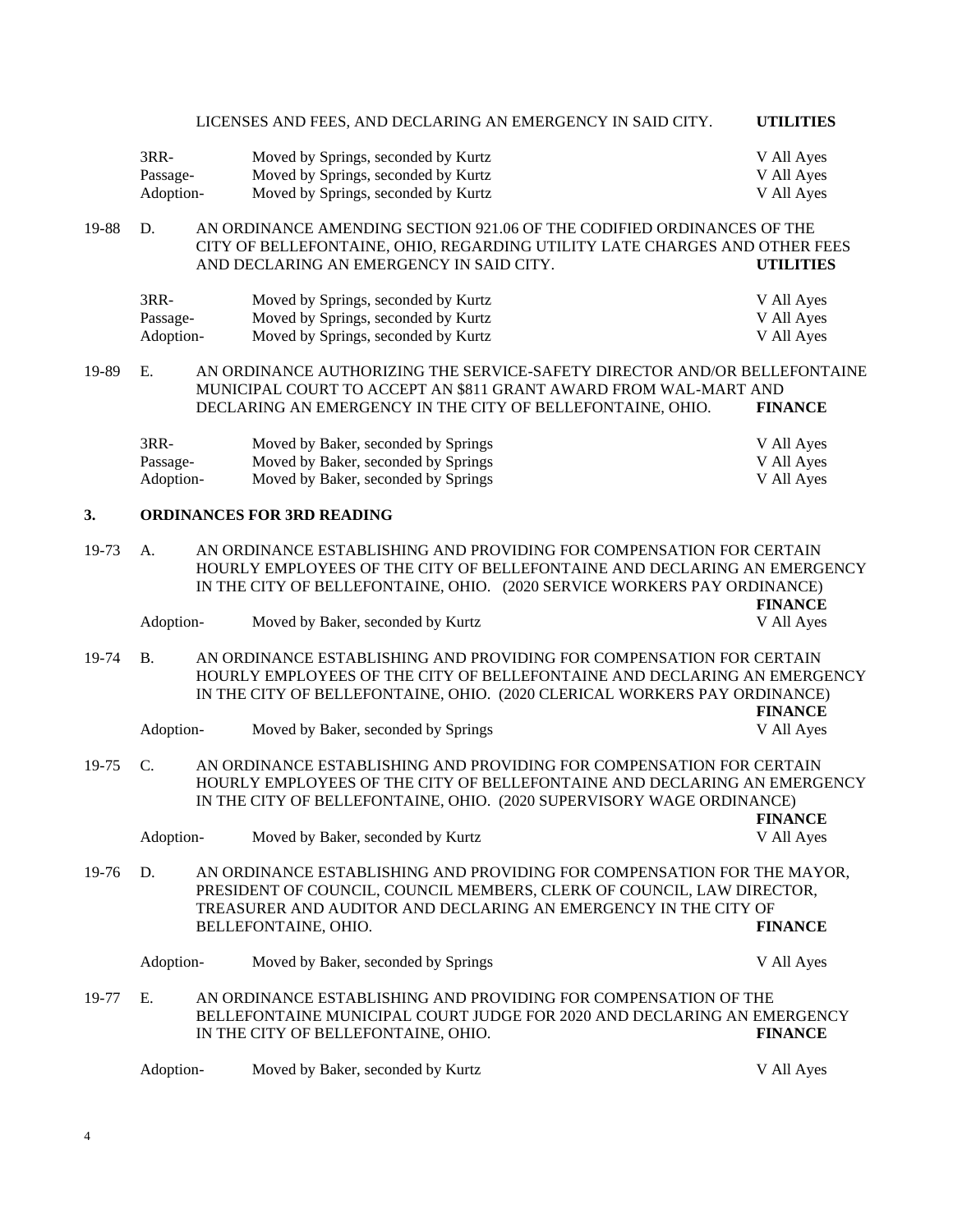LICENSES AND FEES, AND DECLARING AN EMERGENCY IN SAID CITY. **UTILITIES**

| | | |
|---|---|---|
| 3RR- | Moved by Springs, seconded by Kurtz | V All Ayes |
| Passage- | Moved by Springs, seconded by Kurtz | V All Ayes |
| Adoption- | Moved by Springs, seconded by Kurtz | V All Ayes |

19-88 D. AN ORDINANCE AMENDING SECTION 921.06 OF THE CODIFIED ORDINANCES OF THE CITY OF BELLEFONTAINE, OHIO, REGARDING UTILITY LATE CHARGES AND OTHER FEES AND DECLARING AN EMERGENCY IN SAID CITY. **UTILITIES**

| | | |
|---|---|---|
| 3RR- | Moved by Springs, seconded by Kurtz | V All Ayes |
| Passage- | Moved by Springs, seconded by Kurtz | V All Ayes |
| Adoption- | Moved by Springs, seconded by Kurtz | V All Ayes |

19-89 E. AN ORDINANCE AUTHORIZING THE SERVICE-SAFETY DIRECTOR AND/OR BELLEFONTAINE MUNICIPAL COURT TO ACCEPT AN $811 GRANT AWARD FROM WAL-MART AND DECLARING AN EMERGENCY IN THE CITY OF BELLEFONTAINE, OHIO. **FINANCE**

| | | |
|---|---|---|
| 3RR- | Moved by Baker, seconded by Springs | V All Ayes |
| Passage- | Moved by Baker, seconded by Springs | V All Ayes |
| Adoption- | Moved by Baker, seconded by Springs | V All Ayes |

## 3. ORDINANCES FOR 3RD READING

19-73 A. AN ORDINANCE ESTABLISHING AND PROVIDING FOR COMPENSATION FOR CERTAIN HOURLY EMPLOYEES OF THE CITY OF BELLEFONTAINE AND DECLARING AN EMERGENCY IN THE CITY OF BELLEFONTAINE, OHIO. (2020 SERVICE WORKERS PAY ORDINANCE) **FINANCE**

| | | |
|---|---|---|
| Adoption- | Moved by Baker, seconded by Kurtz | V All Ayes |

19-74 B. AN ORDINANCE ESTABLISHING AND PROVIDING FOR COMPENSATION FOR CERTAIN HOURLY EMPLOYEES OF THE CITY OF BELLEFONTAINE AND DECLARING AN EMERGENCY IN THE CITY OF BELLEFONTAINE, OHIO. (2020 CLERICAL WORKERS PAY ORDINANCE) **FINANCE**

| | | |
|---|---|---|
| Adoption- | Moved by Baker, seconded by Springs | V All Ayes |

19-75 C. AN ORDINANCE ESTABLISHING AND PROVIDING FOR COMPENSATION FOR CERTAIN HOURLY EMPLOYEES OF THE CITY OF BELLEFONTAINE AND DECLARING AN EMERGENCY IN THE CITY OF BELLEFONTAINE, OHIO. (2020 SUPERVISORY WAGE ORDINANCE) **FINANCE**

| | | |
|---|---|---|
| Adoption- | Moved by Baker, seconded by Kurtz | V All Ayes |

19-76 D. AN ORDINANCE ESTABLISHING AND PROVIDING FOR COMPENSATION FOR THE MAYOR, PRESIDENT OF COUNCIL, COUNCIL MEMBERS, CLERK OF COUNCIL, LAW DIRECTOR, TREASURER AND AUDITOR AND DECLARING AN EMERGENCY IN THE CITY OF BELLEFONTAINE, OHIO. **FINANCE**

| | | |
|---|---|---|
| Adoption- | Moved by Baker, seconded by Springs | V All Ayes |

19-77 E. AN ORDINANCE ESTABLISHING AND PROVIDING FOR COMPENSATION OF THE BELLEFONTAINE MUNICIPAL COURT JUDGE FOR 2020 AND DECLARING AN EMERGENCY IN THE CITY OF BELLEFONTAINE, OHIO. **FINANCE**

| | | |
|---|---|---|
| Adoption- | Moved by Baker, seconded by Kurtz | V All Ayes |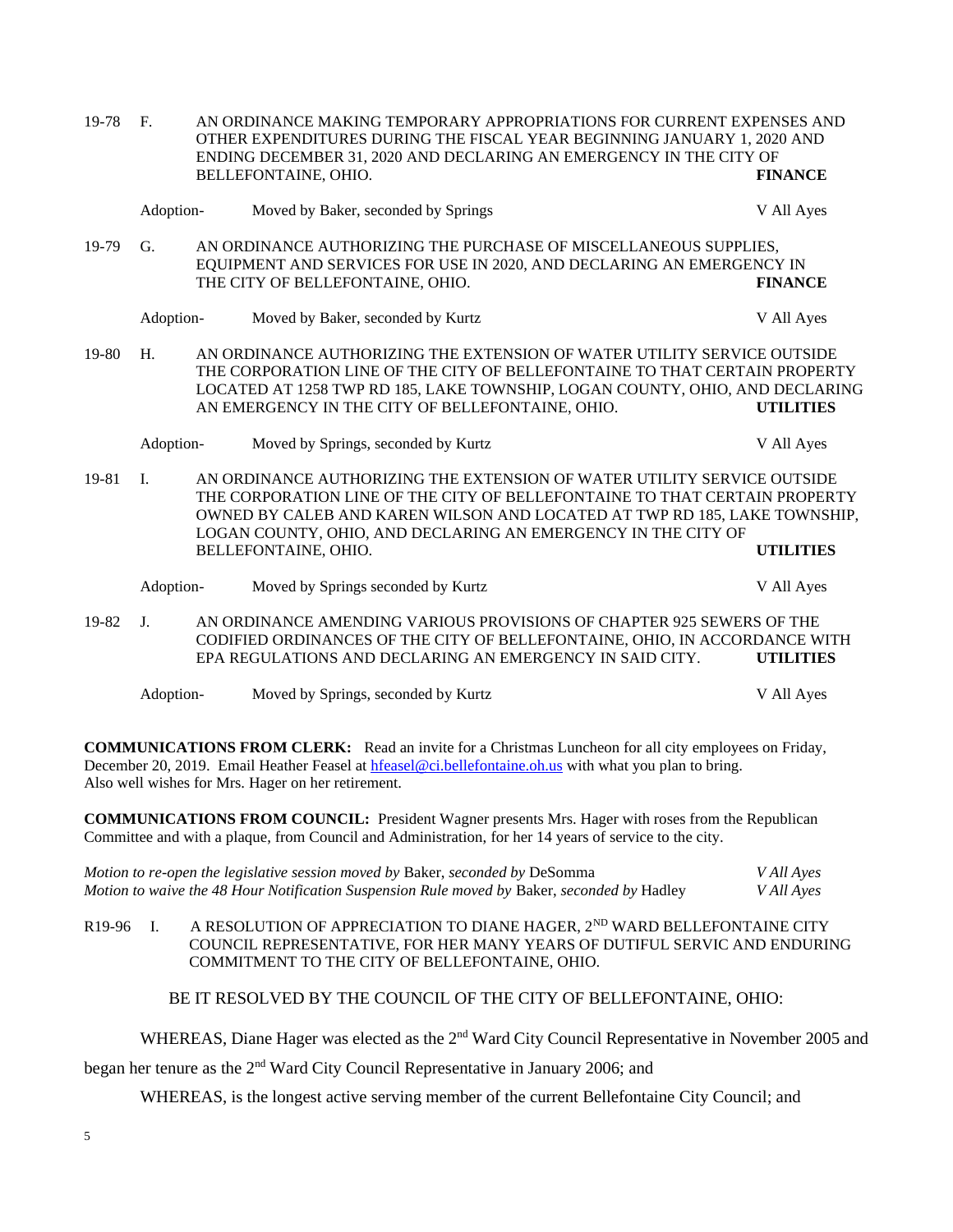19-78 F. AN ORDINANCE MAKING TEMPORARY APPROPRIATIONS FOR CURRENT EXPENSES AND OTHER EXPENDITURES DURING THE FISCAL YEAR BEGINNING JANUARY 1, 2020 AND ENDING DECEMBER 31, 2020 AND DECLARING AN EMERGENCY IN THE CITY OF BELLEFONTAINE, OHIO. **FINANCE**

Adoption- Moved by Baker, seconded by Springs V All Ayes

19-79 G. AN ORDINANCE AUTHORIZING THE PURCHASE OF MISCELLANEOUS SUPPLIES, EQUIPMENT AND SERVICES FOR USE IN 2020, AND DECLARING AN EMERGENCY IN THE CITY OF BELLEFONTAINE, OHIO. **FINANCE**

Adoption- Moved by Baker, seconded by Kurtz V All Ayes

19-80 H. AN ORDINANCE AUTHORIZING THE EXTENSION OF WATER UTILITY SERVICE OUTSIDE THE CORPORATION LINE OF THE CITY OF BELLEFONTAINE TO THAT CERTAIN PROPERTY LOCATED AT 1258 TWP RD 185, LAKE TOWNSHIP, LOGAN COUNTY, OHIO, AND DECLARING AN EMERGENCY IN THE CITY OF BELLEFONTAINE, OHIO. **UTILITIES**

Adoption- Moved by Springs, seconded by Kurtz V All Ayes

19-81 I. AN ORDINANCE AUTHORIZING THE EXTENSION OF WATER UTILITY SERVICE OUTSIDE THE CORPORATION LINE OF THE CITY OF BELLEFONTAINE TO THAT CERTAIN PROPERTY OWNED BY CALEB AND KAREN WILSON AND LOCATED AT TWP RD 185, LAKE TOWNSHIP, LOGAN COUNTY, OHIO, AND DECLARING AN EMERGENCY IN THE CITY OF BELLEFONTAINE, OHIO. **UTILITIES**

Adoption- Moved by Springs seconded by Kurtz V All Ayes

19-82 J. AN ORDINANCE AMENDING VARIOUS PROVISIONS OF CHAPTER 925 SEWERS OF THE CODIFIED ORDINANCES OF THE CITY OF BELLEFONTAINE, OHIO, IN ACCORDANCE WITH EPA REGULATIONS AND DECLARING AN EMERGENCY IN SAID CITY. **UTILITIES**

Adoption- Moved by Springs, seconded by Kurtz V All Ayes

**COMMUNICATIONS FROM CLERK:** Read an invite for a Christmas Luncheon for all city employees on Friday, December 20, 2019. Email Heather Feasel at hfeasel@ci.bellefontaine.oh.us with what you plan to bring. Also well wishes for Mrs. Hager on her retirement.

**COMMUNICATIONS FROM COUNCIL:** President Wagner presents Mrs. Hager with roses from the Republican Committee and with a plaque, from Council and Administration, for her 14 years of service to the city.

*Motion to re-open the legislative session moved by* Baker, *seconded by* DeSomma *V All Ayes*
*Motion to waive the 48 Hour Notification Suspension Rule moved by* Baker, *seconded by* Hadley *V All Ayes*

R19-96 I. A RESOLUTION OF APPRECIATION TO DIANE HAGER, 2ND WARD BELLEFONTAINE CITY COUNCIL REPRESENTATIVE, FOR HER MANY YEARS OF DUTIFUL SERVIC AND ENDURING COMMITMENT TO THE CITY OF BELLEFONTAINE, OHIO.

BE IT RESOLVED BY THE COUNCIL OF THE CITY OF BELLEFONTAINE, OHIO:

WHEREAS, Diane Hager was elected as the 2nd Ward City Council Representative in November 2005 and began her tenure as the 2nd Ward City Council Representative in January 2006; and

WHEREAS, is the longest active serving member of the current Bellefontaine City Council; and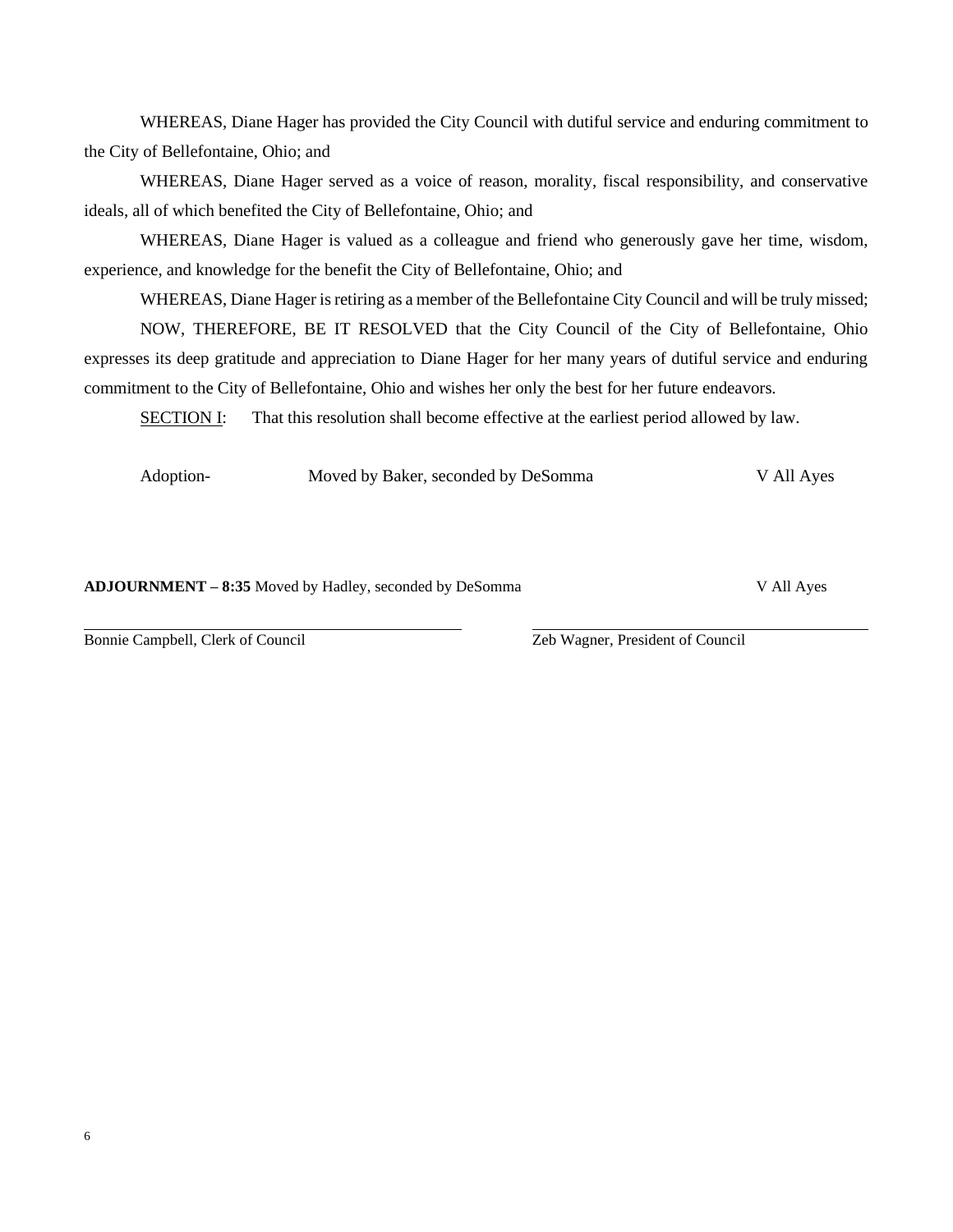WHEREAS, Diane Hager has provided the City Council with dutiful service and enduring commitment to the City of Bellefontaine, Ohio; and

WHEREAS, Diane Hager served as a voice of reason, morality, fiscal responsibility, and conservative ideals, all of which benefited the City of Bellefontaine, Ohio; and

WHEREAS, Diane Hager is valued as a colleague and friend who generously gave her time, wisdom, experience, and knowledge for the benefit the City of Bellefontaine, Ohio; and

WHEREAS, Diane Hager is retiring as a member of the Bellefontaine City Council and will be truly missed;

NOW, THEREFORE, BE IT RESOLVED that the City Council of the City of Bellefontaine, Ohio expresses its deep gratitude and appreciation to Diane Hager for her many years of dutiful service and enduring commitment to the City of Bellefontaine, Ohio and wishes her only the best for her future endeavors.

SECTION I: That this resolution shall become effective at the earliest period allowed by law.

Adoption- Moved by Baker, seconded by DeSomma V All Ayes

**ADJOURNMENT – 8:35** Moved by Hadley, seconded by DeSomma V All Ayes

Bonnie Campbell, Clerk of Council

Zeb Wagner, President of Council